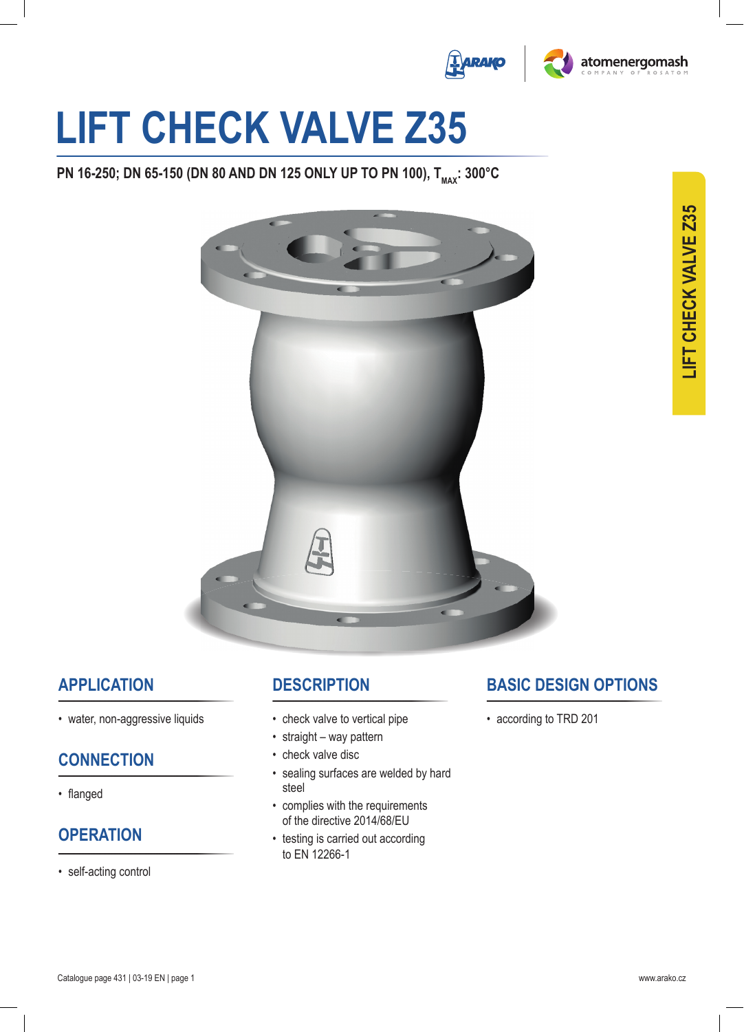# LIFT CHECK VALVE Z35

**PN 16-250; DN 65-150 (DN 80 AND DN 125 ONLY UP TO PN 100), $T_{MAX}$: 300°C**

## APPLICATION

- water, non-aggressive liquids

## CONNECTION

- flanged

## OPERATION

- self-acting control

## DESCRIPTION

- check valve to vertical pipe
- straight – way pattern
- check valve disc
- sealing surfaces are welded by hard steel
- complies with the requirements of the directive 2014/68/EU
- testing is carried out according to EN 12266-1

## BASIC DESIGN OPTIONS

- according to TRD 201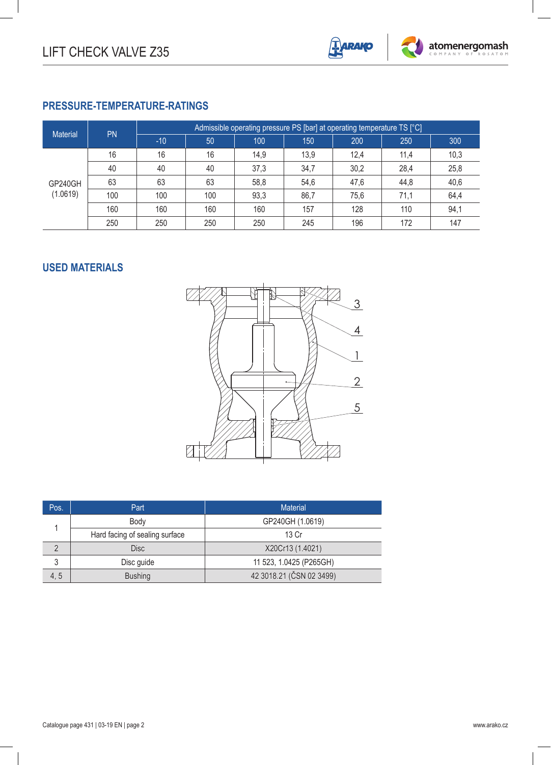# LIFT CHECK VALVE Z35

## PRESSURE-TEMPERATURE-RATINGS

| Material | PN | Admissible operating pressure PS [bar] at operating temperature TS [°C] | | | | | | |
|---|---|---|---|---|---|---|---|---|
| | | -10 | 50 | 100 | 150 | 200 | 250 | 300 |
| GP240GH (1.0619) | 16 | 16 | 16 | 14,9 | 13,9 | 12,4 | 11,4 | 10,3 |
| | 40 | 40 | 40 | 37,3 | 34,7 | 30,2 | 28,4 | 25,8 |
| | 63 | 63 | 63 | 58,8 | 54,6 | 47,6 | 44,8 | 40,6 |
| | 100 | 100 | 100 | 93,3 | 86,7 | 75,6 | 71,1 | 64,4 |
| | 160 | 160 | 160 | 160 | 157 | 128 | 110 | 94,1 |
| | 250 | 250 | 250 | 250 | 245 | 196 | 172 | 147 |

## USED MATERIALS

| Pos. | Part | Material |
|---|---|---|
| 1 | Body | GP240GH (1.0619) |
| | Hard facing of sealing surface | 13 Cr |
| 2 | Disc | X20Cr13 (1.4021) |
| 3 | Disc guide | 11 523, 1.0425 (P265GH) |
| 4, 5 | Bushing | 42 3018.21 (ČSN 02 3499) |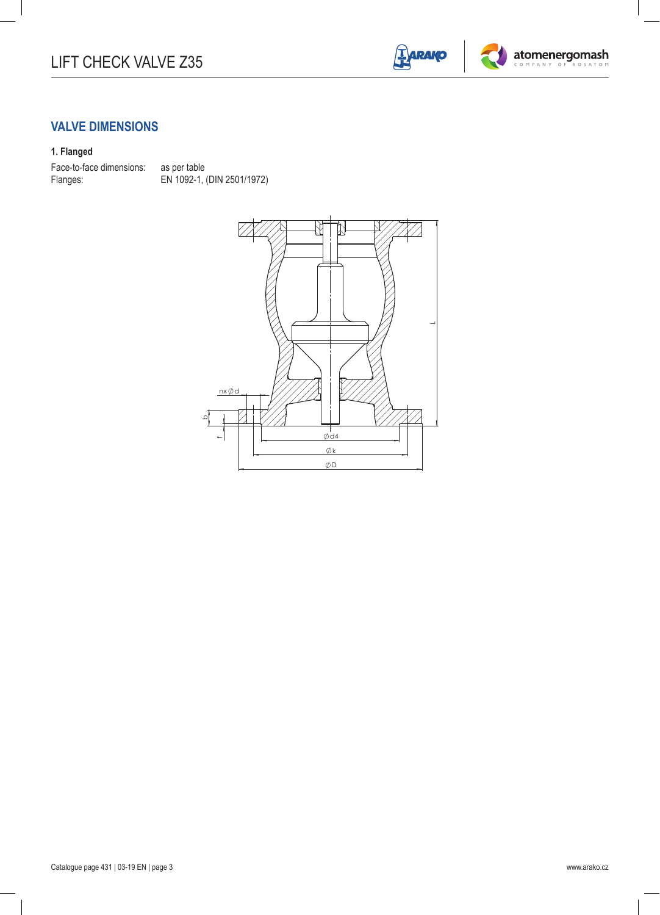## VALVE DIMENSIONS

### 1. Flanged

Face-to-face dimensions: as per table
Flanges: EN 1092-1, (DIN 2501/1972)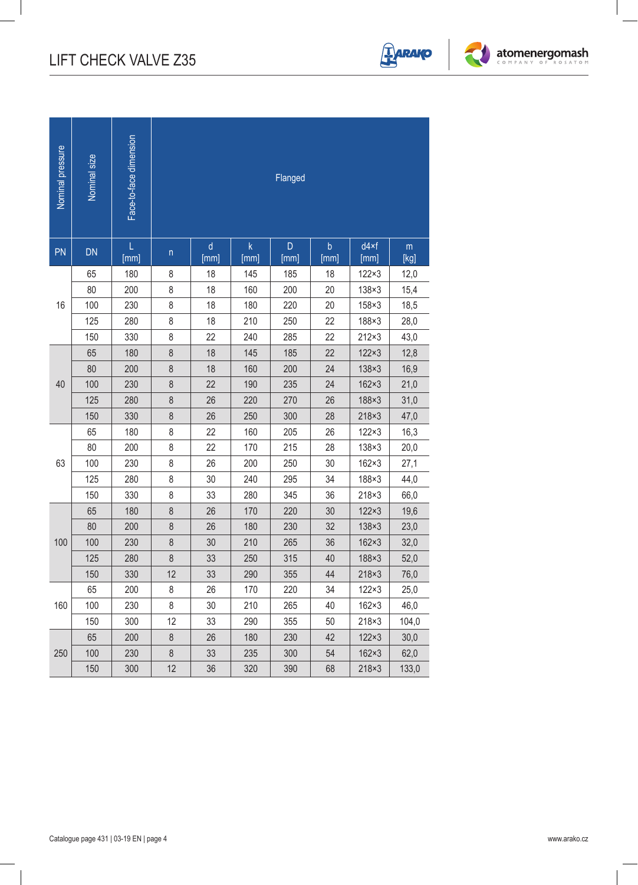# LIFT CHECK VALVE Z35

| Nominal pressure | Nominal size | Face-to-face dimension | Flanged | | | | | | |
|---|---|---|---|---|---|---|---|---|---|
| PN | DN | L [mm] | n | d [mm] | k [mm] | D [mm] | b [mm] | d4×f [mm] | m [kg] |
| 16 | 65 | 180 | 8 | 18 | 145 | 185 | 18 | 122×3 | 12,0 |
| | 80 | 200 | 8 | 18 | 160 | 200 | 20 | 138×3 | 15,4 |
| | 100 | 230 | 8 | 18 | 180 | 220 | 20 | 158×3 | 18,5 |
| | 125 | 280 | 8 | 18 | 210 | 250 | 22 | 188×3 | 28,0 |
| | 150 | 330 | 8 | 22 | 240 | 285 | 22 | 212×3 | 43,0 |
| 40 | 65 | 180 | 8 | 18 | 145 | 185 | 22 | 122×3 | 12,8 |
| | 80 | 200 | 8 | 18 | 160 | 200 | 24 | 138×3 | 16,9 |
| | 100 | 230 | 8 | 22 | 190 | 235 | 24 | 162×3 | 21,0 |
| | 125 | 280 | 8 | 26 | 220 | 270 | 26 | 188×3 | 31,0 |
| | 150 | 330 | 8 | 26 | 250 | 300 | 28 | 218×3 | 47,0 |
| 63 | 65 | 180 | 8 | 22 | 160 | 205 | 26 | 122×3 | 16,3 |
| | 80 | 200 | 8 | 22 | 170 | 215 | 28 | 138×3 | 20,0 |
| | 100 | 230 | 8 | 26 | 200 | 250 | 30 | 162×3 | 27,1 |
| | 125 | 280 | 8 | 30 | 240 | 295 | 34 | 188×3 | 44,0 |
| | 150 | 330 | 8 | 33 | 280 | 345 | 36 | 218×3 | 66,0 |
| 100 | 65 | 180 | 8 | 26 | 170 | 220 | 30 | 122×3 | 19,6 |
| | 80 | 200 | 8 | 26 | 180 | 230 | 32 | 138×3 | 23,0 |
| | 100 | 230 | 8 | 30 | 210 | 265 | 36 | 162×3 | 32,0 |
| | 125 | 280 | 8 | 33 | 250 | 315 | 40 | 188×3 | 52,0 |
| | 150 | 330 | 12 | 33 | 290 | 355 | 44 | 218×3 | 76,0 |
| 160 | 65 | 200 | 8 | 26 | 170 | 220 | 34 | 122×3 | 25,0 |
| | 100 | 230 | 8 | 30 | 210 | 265 | 40 | 162×3 | 46,0 |
| | 150 | 300 | 12 | 33 | 290 | 355 | 50 | 218×3 | 104,0 |
| 250 | 65 | 200 | 8 | 26 | 180 | 230 | 42 | 122×3 | 30,0 |
| | 100 | 230 | 8 | 33 | 235 | 300 | 54 | 162×3 | 62,0 |
| | 150 | 300 | 12 | 36 | 320 | 390 | 68 | 218×3 | 133,0 |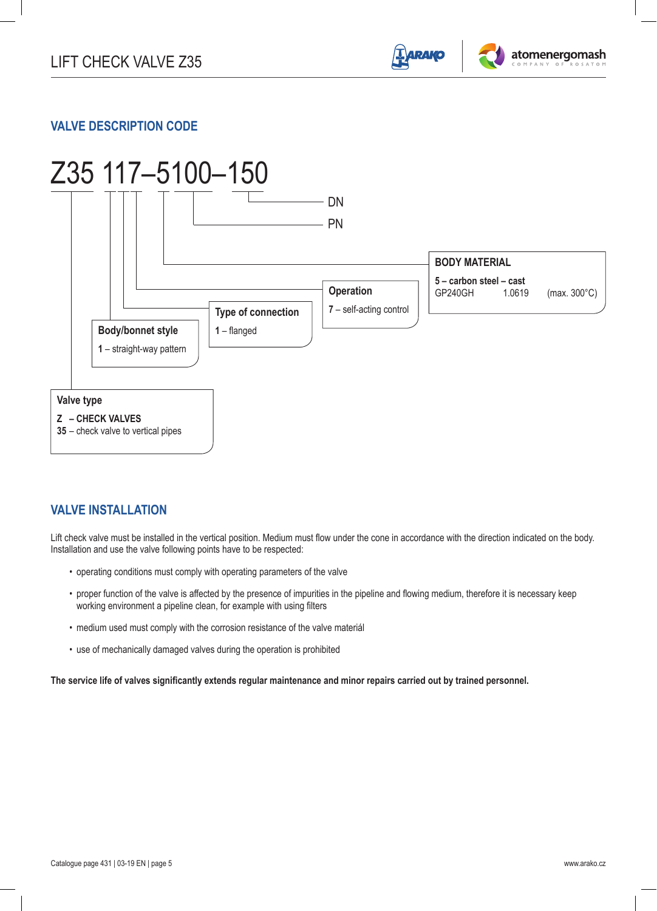# LIFT CHECK VALVE Z35

## VALVE DESCRIPTION CODE

Z35 117–5100–150

DN

PN

**BODY MATERIAL**

**5 – carbon steel – cast**
GP240GH 1.0619 (max. 300°C)

**Operation**

**7** – self-acting control

**Type of connection**

**1** – flanged

**Body/bonnet style**

**1** – straight-way pattern

**Valve type**

**Z – CHECK VALVES**
**35** – check valve to vertical pipes

## VALVE INSTALLATION

Lift check valve must be installed in the vertical position. Medium must flow under the cone in accordance with the direction indicated on the body. Installation and use the valve following points have to be respected:

- operating conditions must comply with operating parameters of the valve
- proper function of the valve is affected by the presence of impurities in the pipeline and flowing medium, therefore it is necessary keep working environment a pipeline clean, for example with using filters
- medium used must comply with the corrosion resistance of the valve materiál
- use of mechanically damaged valves during the operation is prohibited

**The service life of valves significantly extends regular maintenance and minor repairs carried out by trained personnel.**